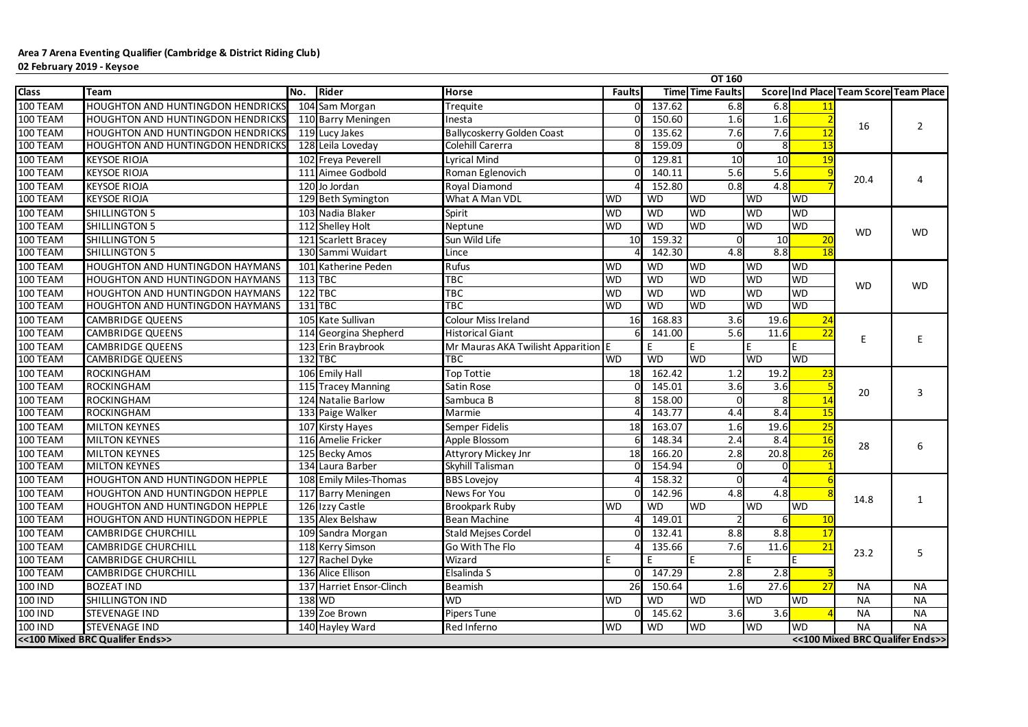**Area 7 Arena Eventing Qualifier (Cambridge & District Riding Club)**

**02 February 2019 - Keysoe**

| | | | | | | | OT 160 | | | | |
|---|---|---|---|---|---|---|---|---|---|---|---|
| **Class** | **Team** | **No.** | **Rider** | **Horse** | **Faults** | **Time** | **Time Faults** | **Score** | **Ind Place** | **Team Score** | **Team Place** |
| 100 TEAM | HOUGHTON AND HUNTINGDON HENDRICKS | 104 | Sam Morgan | Trequite | 0 | 137.62 | 6.8 | 6.8 | 11 | 16 | 2 |
| 100 TEAM | HOUGHTON AND HUNTINGDON HENDRICKS | 110 | Barry Meningen | Inesta | 0 | 150.60 | 1.6 | 1.6 | 2 | | |
| 100 TEAM | HOUGHTON AND HUNTINGDON HENDRICKS | 119 | Lucy Jakes | Ballycoskerry Golden Coast | 0 | 135.62 | 7.6 | 7.6 | 12 | | |
| 100 TEAM | HOUGHTON AND HUNTINGDON HENDRICKS | 128 | Leila Loveday | Colehill Carerra | 8 | 159.09 | 0 | 8 | 13 | | |
| 100 TEAM | KEYSOE RIOJA | 102 | Freya Peverell | Lyrical Mind | 0 | 129.81 | 10 | 10 | 19 | 20.4 | 4 |
| 100 TEAM | KEYSOE RIOJA | 111 | Aimee Godbold | Roman Eglenovich | 0 | 140.11 | 5.6 | 5.6 | 9 | | |
| 100 TEAM | KEYSOE RIOJA | 120 | Jo Jordan | Royal Diamond | 4 | 152.80 | 0.8 | 4.8 | 7 | | |
| 100 TEAM | KEYSOE RIOJA | 129 | Beth Symington | What A Man VDL | WD | WD | WD | WD | WD | | |
| 100 TEAM | SHILLINGTON 5 | 103 | Nadia Blaker | Spirit | WD | WD | WD | WD | WD | WD | WD |
| 100 TEAM | SHILLINGTON 5 | 112 | Shelley Holt | Neptune | WD | WD | WD | WD | WD | | |
| 100 TEAM | SHILLINGTON 5 | 121 | Scarlett Bracey | Sun Wild Life | 10 | 159.32 | 0 | 10 | 20 | | |
| 100 TEAM | SHILLINGTON 5 | 130 | Sammi Wuidart | Lince | 4 | 142.30 | 4.8 | 8.8 | 18 | | |
| 100 TEAM | HOUGHTON AND HUNTINGDON HAYMANS | 101 | Katherine Peden | Rufus | WD | WD | WD | WD | WD | WD | WD |
| 100 TEAM | HOUGHTON AND HUNTINGDON HAYMANS | 113 | TBC | TBC | WD | WD | WD | WD | WD | | |
| 100 TEAM | HOUGHTON AND HUNTINGDON HAYMANS | 122 | TBC | TBC | WD | WD | WD | WD | WD | | |
| 100 TEAM | HOUGHTON AND HUNTINGDON HAYMANS | 131 | TBC | TBC | WD | WD | WD | WD | WD | | |
| 100 TEAM | CAMBRIDGE QUEENS | 105 | Kate Sullivan | Colour Miss Ireland | 16 | 168.83 | 3.6 | 19.6 | 24 | E | E |
| 100 TEAM | CAMBRIDGE QUEENS | 114 | Georgina Shepherd | Historical Giant | 6 | 141.00 | 5.6 | 11.6 | 22 | | |
| 100 TEAM | CAMBRIDGE QUEENS | 123 | Erin Braybrook | Mr Mauras AKA Twilisht Apparition | E | E | E | E | E | | |
| 100 TEAM | CAMBRIDGE QUEENS | 132 | TBC | TBC | WD | WD | WD | WD | WD | | |
| 100 TEAM | ROCKINGHAM | 106 | Emily Hall | Top Tottie | 18 | 162.42 | 1.2 | 19.2 | 23 | 20 | 3 |
| 100 TEAM | ROCKINGHAM | 115 | Tracey Manning | Satin Rose | 0 | 145.01 | 3.6 | 3.6 | 5 | | |
| 100 TEAM | ROCKINGHAM | 124 | Natalie Barlow | Sambuca B | 8 | 158.00 | 0 | 8 | 14 | | |
| 100 TEAM | ROCKINGHAM | 133 | Paige Walker | Marmie | 4 | 143.77 | 4.4 | 8.4 | 15 | | |
| 100 TEAM | MILTON KEYNES | 107 | Kirsty Hayes | Semper Fidelis | 18 | 163.07 | 1.6 | 19.6 | 25 | 28 | 6 |
| 100 TEAM | MILTON KEYNES | 116 | Amelie Fricker | Apple Blossom | 6 | 148.34 | 2.4 | 8.4 | 16 | | |
| 100 TEAM | MILTON KEYNES | 125 | Becky Amos | Attyrory Mickey Jnr | 18 | 166.20 | 2.8 | 20.8 | 26 | | |
| 100 TEAM | MILTON KEYNES | 134 | Laura Barber | Skyhill Talisman | 0 | 154.94 | 0 | 0 | 1 | | |
| 100 TEAM | HOUGHTON AND HUNTINGDON HEPPLE | 108 | Emily Miles-Thomas | BBS Lovejoy | 4 | 158.32 | 0 | 4 | 6 | 14.8 | 1 |
| 100 TEAM | HOUGHTON AND HUNTINGDON HEPPLE | 117 | Barry Meningen | News For You | 0 | 142.96 | 4.8 | 4.8 | 8 | | |
| 100 TEAM | HOUGHTON AND HUNTINGDON HEPPLE | 126 | Izzy Castle | Brookpark Ruby | WD | WD | WD | WD | WD | | |
| 100 TEAM | HOUGHTON AND HUNTINGDON HEPPLE | 135 | Alex Belshaw | Bean Machine | 4 | 149.01 | 2 | 6 | 10 | | |
| 100 TEAM | CAMBRIDGE CHURCHILL | 109 | Sandra Morgan | Stald Mejses Cordel | 0 | 132.41 | 8.8 | 8.8 | 17 | 23.2 | 5 |
| 100 TEAM | CAMBRIDGE CHURCHILL | 118 | Kerry Simson | Go With The Flo | 4 | 135.66 | 7.6 | 11.6 | 21 | | |
| 100 TEAM | CAMBRIDGE CHURCHILL | 127 | Rachel Dyke | Wizard | E | E | E | E | E | | |
| 100 TEAM | CAMBRIDGE CHURCHILL | 136 | Alice Ellison | Elsalinda S | 0 | 147.29 | 2.8 | 2.8 | 3 | | |
| 100 IND | BOZEAT IND | 137 | Harriet Ensor-Clinch | Beamish | 26 | 150.64 | 1.6 | 27.6 | 27 | NA | NA |
| 100 IND | SHILLINGTON IND | 138 | WD | WD | WD | WD | WD | WD | WD | NA | NA |
| 100 IND | STEVENAGE IND | 139 | Zoe Brown | Pipers Tune | 0 | 145.62 | 3.6 | 3.6 | 4 | NA | NA |
| 100 IND | STEVENAGE IND | 140 | Hayley Ward | Red Inferno | WD | WD | WD | WD | WD | NA | NA |
| <<100 Mixed BRC Qualifer Ends>> | | | | | | | | | | <<100 Mixed BRC Qualifer Ends>> | |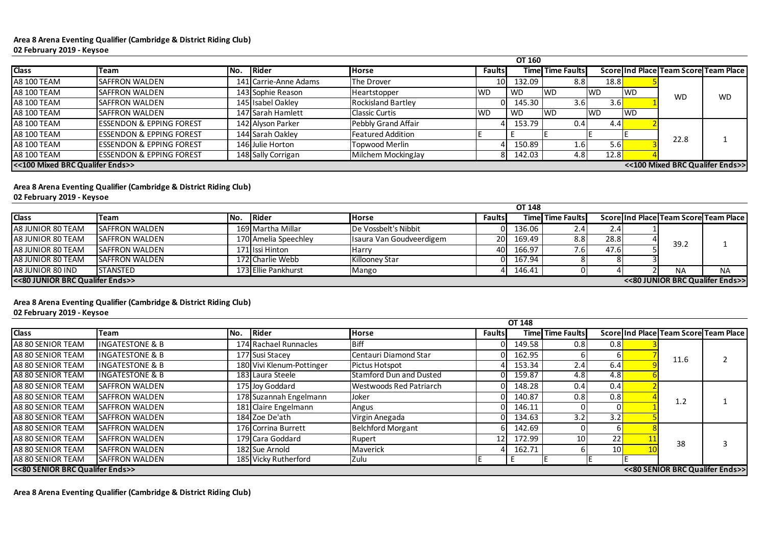**Area 8 Arena Eventing Qualifier (Cambridge & District Riding Club)**
**02 February 2019 - Keysoe**

| Class | Team | No. | Rider | Horse | Faults | OT 160 Time | Time Faults | Score | Ind Place | Team Score | Team Place |
|---|---|---|---|---|---|---|---|---|---|---|---|
| A8 100 TEAM | SAFFRON WALDEN | 141 | Carrie-Anne Adams | The Drover | 10 | 132.09 | 8.8 | 18.8 | 5 | WD | WD |
| A8 100 TEAM | SAFFRON WALDEN | 143 | Sophie Reason | Heartstopper | WD | WD | WD | WD | WD | | |
| A8 100 TEAM | SAFFRON WALDEN | 145 | Isabel Oakley | Rockisland Bartley | 0 | 145.30 | 3.6 | 3.6 | 1 | | |
| A8 100 TEAM | SAFFRON WALDEN | 147 | Sarah Hamlett | Classic Curtis | WD | WD | WD | WD | WD | | |
| A8 100 TEAM | ESSENDON & EPPING FOREST | 142 | Alyson Parker | Pebbly Grand Affair | 4 | 153.79 | 0.4 | 4.4 | 2 | 22.8 | 1 |
| A8 100 TEAM | ESSENDON & EPPING FOREST | 144 | Sarah Oakley | Featured Addition | E | E | E | E | E | | |
| A8 100 TEAM | ESSENDON & EPPING FOREST | 146 | Julie Horton | Topwood Merlin | 4 | 150.89 | 1.6 | 5.6 | 3 | | |
| A8 100 TEAM | ESSENDON & EPPING FOREST | 148 | Sally Corrigan | Milchem MockingJay | 8 | 142.03 | 4.8 | 12.8 | 4 | | |
| <<100 Mixed BRC Qualifer Ends>> | | | | | | | | | | <<100 Mixed BRC Qualifer Ends>> | |

**Area 8 Arena Eventing Qualifier (Cambridge & District Riding Club)**
**02 February 2019 - Keysoe**

| Class | Team | No. | Rider | Horse | Faults | OT 148 Time | Time Faults | Score | Ind Place | Team Score | Team Place |
|---|---|---|---|---|---|---|---|---|---|---|---|
| A8 JUNIOR 80 TEAM | SAFFRON WALDEN | 169 | Martha Millar | De Vossbelt's Nibbit | 0 | 136.06 | 2.4 | 2.4 | 1 | 39.2 | 1 |
| A8 JUNIOR 80 TEAM | SAFFRON WALDEN | 170 | Amelia Speechley | Isaura Van Goudveerdigem | 20 | 169.49 | 8.8 | 28.8 | 4 | | |
| A8 JUNIOR 80 TEAM | SAFFRON WALDEN | 171 | Issi Hinton | Harry | 40 | 166.97 | 7.6 | 47.6 | 5 | | |
| A8 JUNIOR 80 TEAM | SAFFRON WALDEN | 172 | Charlie Webb | Killooney Star | 0 | 167.94 | 8 | 8 | 3 | | |
| A8 JUNIOR 80 IND | STANSTED | 173 | Ellie Pankhurst | Mango | 4 | 146.41 | 0 | 4 | 2 | NA | NA |
| <<80 JUNIOR BRC Qualifer Ends>> | | | | | | | | | | <<80 JUNIOR BRC Qualifer Ends>> | |

**Area 8 Arena Eventing Qualifier (Cambridge & District Riding Club)**
**02 February 2019 - Keysoe**

| Class | Team | No. | Rider | Horse | Faults | OT 148 Time | Time Faults | Score | Ind Place | Team Score | Team Place |
|---|---|---|---|---|---|---|---|---|---|---|---|
| A8 80 SENIOR TEAM | INGATESTONE & B | 174 | Rachael Runnacles | Biff | 0 | 149.58 | 0.8 | 0.8 | 3 | 11.6 | 2 |
| A8 80 SENIOR TEAM | INGATESTONE & B | 177 | Susi Stacey | Centauri Diamond Star | 0 | 162.95 | 6 | 6 | 7 | | |
| A8 80 SENIOR TEAM | INGATESTONE & B | 180 | Vivi Klenum-Pottinger | Pictus Hotspot | 4 | 153.34 | 2.4 | 6.4 | 9 | | |
| A8 80 SENIOR TEAM | INGATESTONE & B | 183 | Laura Steele | Stamford Dun and Dusted | 0 | 159.87 | 4.8 | 4.8 | 6 | | |
| A8 80 SENIOR TEAM | SAFFRON WALDEN | 175 | Joy Goddard | Westwoods Red Patriarch | 0 | 148.28 | 0.4 | 0.4 | 2 | 1.2 | 1 |
| A8 80 SENIOR TEAM | SAFFRON WALDEN | 178 | Suzannah Engelmann | Joker | 0 | 140.87 | 0.8 | 0.8 | 4 | | |
| A8 80 SENIOR TEAM | SAFFRON WALDEN | 181 | Claire Engelmann | Angus | 0 | 146.11 | 0 | 0 | 1 | | |
| A8 80 SENIOR TEAM | SAFFRON WALDEN | 184 | Zoe De'ath | Virgin Anegada | 0 | 134.63 | 3.2 | 3.2 | 5 | | |
| A8 80 SENIOR TEAM | SAFFRON WALDEN | 176 | Corrina Burrett | Belchford Morgant | 6 | 142.69 | 0 | 6 | 8 | 38 | 3 |
| A8 80 SENIOR TEAM | SAFFRON WALDEN | 179 | Cara Goddard | Rupert | 12 | 172.99 | 10 | 22 | 11 | | |
| A8 80 SENIOR TEAM | SAFFRON WALDEN | 182 | Sue Arnold | Maverick | 4 | 162.71 | 6 | 10 | 10 | | |
| A8 80 SENIOR TEAM | SAFFRON WALDEN | 185 | Vicky Rutherford | Zulu | E | E | E | E | E | | |
| <<80 SENIOR BRC Qualifer Ends>> | | | | | | | | | | <<80 SENIOR BRC Qualifer Ends>> | |

**Area 8 Arena Eventing Qualifier (Cambridge & District Riding Club)**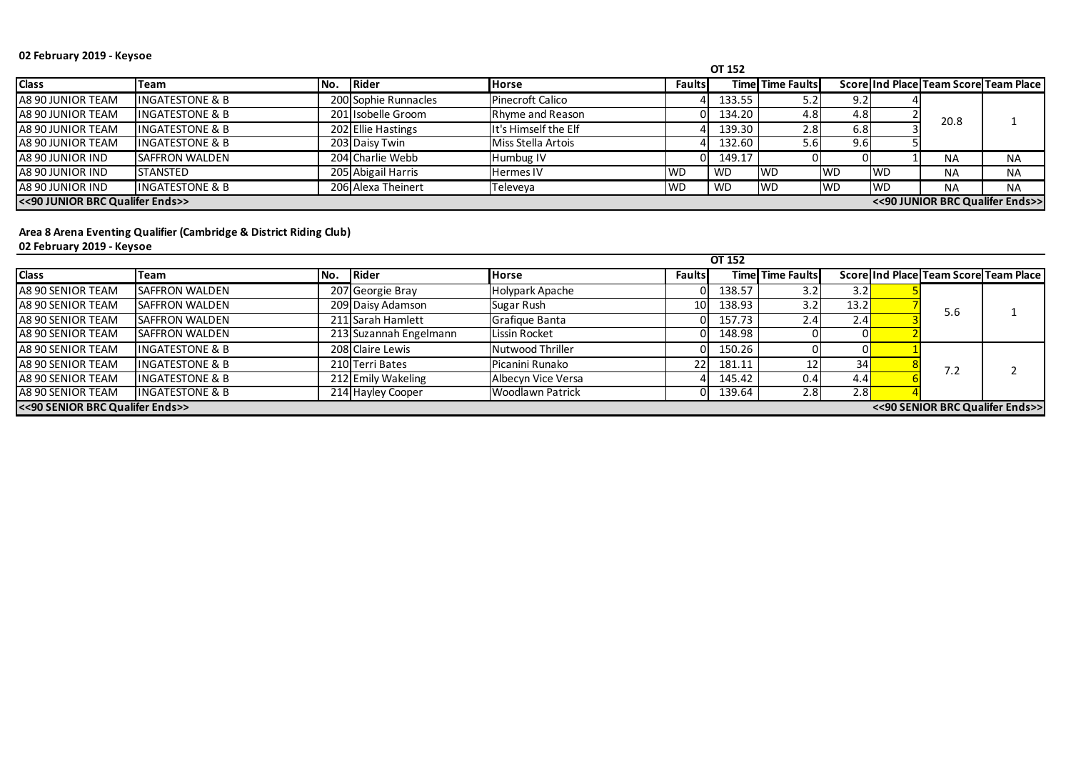**02 February 2019 - Keysoe**

| Class | Team | No. | Rider | Horse | Faults | Time | Time Faults | Score | Ind Place | Team Score | Team Place |
|---|---|---|---|---|---|---|---|---|---|---|---|
| | | | | | | OT 152 | | | | | |
| A8 90 JUNIOR TEAM | INGATESTONE & B | 200 | Sophie Runnacles | Pinecroft Calico | 4 | 133.55 | 5.2 | 9.2 | 4 | 20.8 | 1 |
| A8 90 JUNIOR TEAM | INGATESTONE & B | 201 | Isobelle Groom | Rhyme and Reason | 0 | 134.20 | 4.8 | 4.8 | 2 | | |
| A8 90 JUNIOR TEAM | INGATESTONE & B | 202 | Ellie Hastings | It's Himself the Elf | 4 | 139.30 | 2.8 | 6.8 | 3 | | |
| A8 90 JUNIOR TEAM | INGATESTONE & B | 203 | Daisy Twin | Miss Stella Artois | 4 | 132.60 | 5.6 | 9.6 | 5 | | |
| A8 90 JUNIOR IND | SAFFRON WALDEN | 204 | Charlie Webb | Humbug IV | 0 | 149.17 | 0 | 0 | 1 | NA | NA |
| A8 90 JUNIOR IND | STANSTED | 205 | Abigail Harris | Hermes IV | WD | WD | WD | WD | WD | NA | NA |
| A8 90 JUNIOR IND | INGATESTONE & B | 206 | Alexa Theinert | Televeya | WD | WD | WD | WD | WD | NA | NA |
| <<90 JUNIOR BRC Qualifer Ends>> | | | | | | | | | | <<90 JUNIOR BRC Qualifer Ends>> | |

**Area 8 Arena Eventing Qualifier (Cambridge & District Riding Club)**
**02 February 2019 - Keysoe**

| Class | Team | No. | Rider | Horse | Faults | Time | Time Faults | Score | Ind Place | Team Score | Team Place |
|---|---|---|---|---|---|---|---|---|---|---|---|
| | | | | | | OT 152 | | | | | |
| A8 90 SENIOR TEAM | SAFFRON WALDEN | 207 | Georgie Bray | Holypark Apache | 0 | 138.57 | 3.2 | 3.2 | 5 | 5.6 | 1 |
| A8 90 SENIOR TEAM | SAFFRON WALDEN | 209 | Daisy Adamson | Sugar Rush | 10 | 138.93 | 3.2 | 13.2 | 7 | | |
| A8 90 SENIOR TEAM | SAFFRON WALDEN | 211 | Sarah Hamlett | Grafique Banta | 0 | 157.73 | 2.4 | 2.4 | 3 | | |
| A8 90 SENIOR TEAM | SAFFRON WALDEN | 213 | Suzannah Engelmann | Lissin Rocket | 0 | 148.98 | 0 | 0 | 2 | | |
| A8 90 SENIOR TEAM | INGATESTONE & B | 208 | Claire Lewis | Nutwood Thriller | 0 | 150.26 | 0 | 0 | 1 | 7.2 | 2 |
| A8 90 SENIOR TEAM | INGATESTONE & B | 210 | Terri Bates | Picanini Runako | 22 | 181.11 | 12 | 34 | 8 | | |
| A8 90 SENIOR TEAM | INGATESTONE & B | 212 | Emily Wakeling | Albecyn Vice Versa | 4 | 145.42 | 0.4 | 4.4 | 6 | | |
| A8 90 SENIOR TEAM | INGATESTONE & B | 214 | Hayley Cooper | Woodlawn Patrick | 0 | 139.64 | 2.8 | 2.8 | 4 | | |
| <<90 SENIOR BRC Qualifer Ends>> | | | | | | | | | | <<90 SENIOR BRC Qualifer Ends>> | |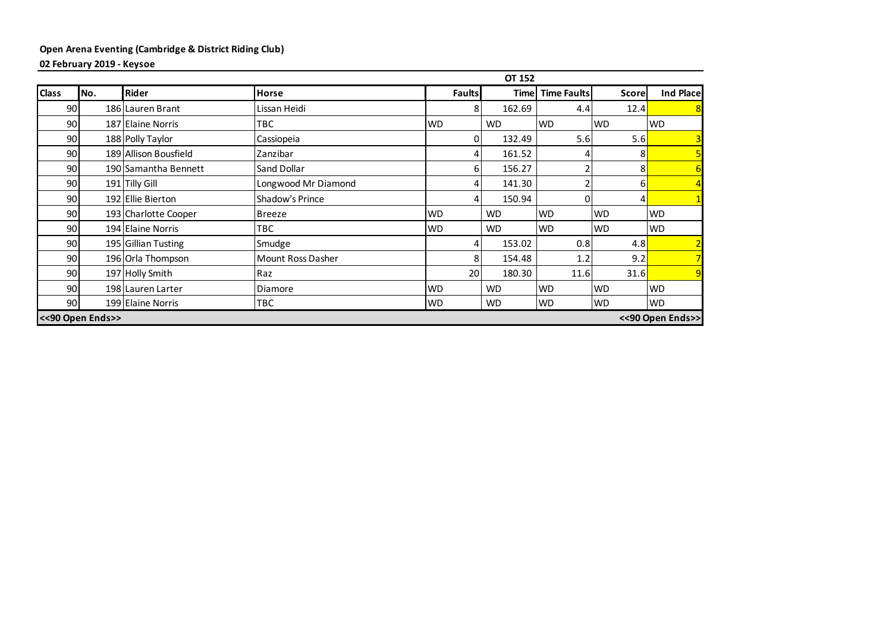**Open Arena Eventing (Cambridge & District Riding Club)**

**02 February 2019 - Keysoe**

| | | | | OT 152 | | | | |
|---|---|---|---|---|---|---|---|---|
| **Class** | **No.** | **Rider** | **Horse** | **Faults** | **Time** | **Time Faults** | **Score** | **Ind Place** |
| 90 | 186 | Lauren Brant | Lissan Heidi | 8 | 162.69 | 4.4 | 12.4 | 8 |
| 90 | 187 | Elaine Norris | TBC | WD | WD | WD | WD | WD |
| 90 | 188 | Polly Taylor | Cassiopeia | 0 | 132.49 | 5.6 | 5.6 | 3 |
| 90 | 189 | Allison Bousfield | Zanzibar | 4 | 161.52 | 4 | 8 | 5 |
| 90 | 190 | Samantha Bennett | Sand Dollar | 6 | 156.27 | 2 | 8 | 6 |
| 90 | 191 | Tilly Gill | Longwood Mr Diamond | 4 | 141.30 | 2 | 6 | 4 |
| 90 | 192 | Ellie Bierton | Shadow's Prince | 4 | 150.94 | 0 | 4 | 1 |
| 90 | 193 | Charlotte Cooper | Breeze | WD | WD | WD | WD | WD |
| 90 | 194 | Elaine Norris | TBC | WD | WD | WD | WD | WD |
| 90 | 195 | Gillian Tusting | Smudge | 4 | 153.02 | 0.8 | 4.8 | 2 |
| 90 | 196 | Orla Thompson | Mount Ross Dasher | 8 | 154.48 | 1.2 | 9.2 | 7 |
| 90 | 197 | Holly Smith | Raz | 20 | 180.30 | 11.6 | 31.6 | 9 |
| 90 | 198 | Lauren Larter | Diamore | WD | WD | WD | WD | WD |
| 90 | 199 | Elaine Norris | TBC | WD | WD | WD | WD | WD |
| **<<90 Open Ends>>** | | | | | | | | **<<90 Open Ends>>** |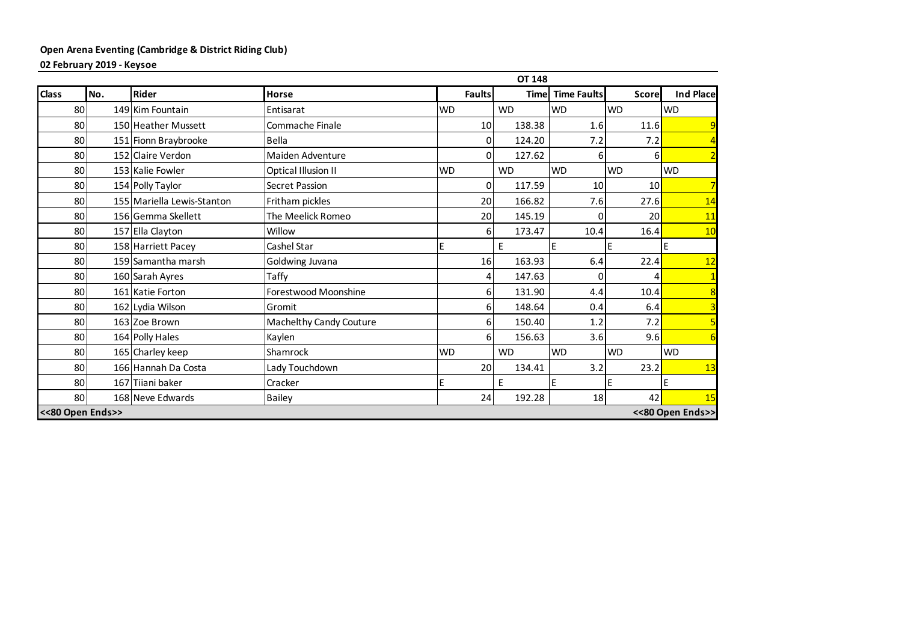**Open Arena Eventing (Cambridge & District Riding Club)**

**02 February 2019 - Keysoe**

| | | | | OT 148 | | | | |
|---|---|---|---|---|---|---|---|---|
| **Class** | **No.** | **Rider** | **Horse** | **Faults** | **Time** | **Time Faults** | **Score** | **Ind Place** |
| 80 | 149 | Kim Fountain | Entisarat | WD | WD | WD | WD | WD |
| 80 | 150 | Heather Mussett | Commache Finale | 10 | 138.38 | 1.6 | 11.6 | 9 |
| 80 | 151 | Fionn Braybrooke | Bella | 0 | 124.20 | 7.2 | 7.2 | 4 |
| 80 | 152 | Claire Verdon | Maiden Adventure | 0 | 127.62 | 6 | 6 | 2 |
| 80 | 153 | Kalie Fowler | Optical Illusion II | WD | WD | WD | WD | WD |
| 80 | 154 | Polly Taylor | Secret Passion | 0 | 117.59 | 10 | 10 | 7 |
| 80 | 155 | Mariella Lewis-Stanton | Fritham pickles | 20 | 166.82 | 7.6 | 27.6 | 14 |
| 80 | 156 | Gemma Skellett | The Meelick Romeo | 20 | 145.19 | 0 | 20 | 11 |
| 80 | 157 | Ella Clayton | Willow | 6 | 173.47 | 10.4 | 16.4 | 10 |
| 80 | 158 | Harriett Pacey | Cashel Star | E | E | E | E | E |
| 80 | 159 | Samantha marsh | Goldwing Juvana | 16 | 163.93 | 6.4 | 22.4 | 12 |
| 80 | 160 | Sarah Ayres | Taffy | 4 | 147.63 | 0 | 4 | 1 |
| 80 | 161 | Katie Forton | Forestwood Moonshine | 6 | 131.90 | 4.4 | 10.4 | 8 |
| 80 | 162 | Lydia Wilson | Gromit | 6 | 148.64 | 0.4 | 6.4 | 3 |
| 80 | 163 | Zoe Brown | Machelthy Candy Couture | 6 | 150.40 | 1.2 | 7.2 | 5 |
| 80 | 164 | Polly Hales | Kaylen | 6 | 156.63 | 3.6 | 9.6 | 6 |
| 80 | 165 | Charley keep | Shamrock | WD | WD | WD | WD | WD |
| 80 | 166 | Hannah Da Costa | Lady Touchdown | 20 | 134.41 | 3.2 | 23.2 | 13 |
| 80 | 167 | Tiiani baker | Cracker | E | E | E | E | E |
| 80 | 168 | Neve Edwards | Bailey | 24 | 192.28 | 18 | 42 | 15 |
| **<<80 Open Ends>>** | | | | | | | | **<<80 Open Ends>>** |